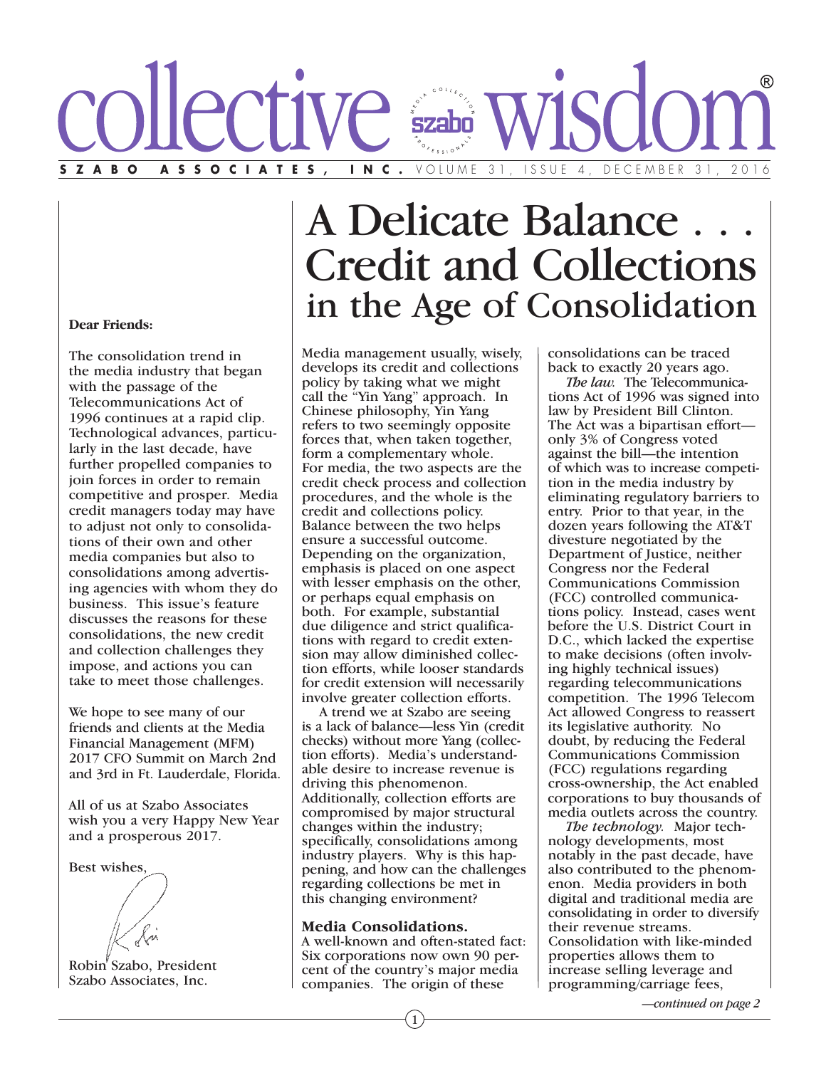# collective wisdom®

**SZABO ASSOCIATES, INC.** VOLUME 31, ISSUE 4, DECEMBER 31, 2016

**Dear Friends:**

The consolidation trend in the media industry that began with the passage of the Telecommunications Act of 1996 continues at a rapid clip. Technological advances, particularly in the last decade, have further propelled companies to join forces in order to remain competitive and prosper. Media credit managers today may have to adjust not only to consolidations of their own and other media companies but also to consolidations among advertising agencies with whom they do business. This issue's feature discusses the reasons for these consolidations, the new credit and collection challenges they impose, and actions you can take to meet those challenges.

We hope to see many of our friends and clients at the Media Financial Management (MFM) 2017 CFO Summit on March 2nd and 3rd in Ft. Lauderdale, Florida.

All of us at Szabo Associates wish you a very Happy New Year and a prosperous 2017.

Best wishes,

Robin Szabo, President
Szabo Associates, Inc.

# A Delicate Balance . . . Credit and Collections in the Age of Consolidation

Media management usually, wisely, develops its credit and collections policy by taking what we might call the "Yin Yang" approach. In Chinese philosophy, Yin Yang refers to two seemingly opposite forces that, when taken together, form a complementary whole. For media, the two aspects are the credit check process and collection procedures, and the whole is the credit and collections policy. Balance between the two helps ensure a successful outcome. Depending on the organization, emphasis is placed on one aspect with lesser emphasis on the other, or perhaps equal emphasis on both. For example, substantial due diligence and strict qualifications with regard to credit extension may allow diminished collection efforts, while looser standards for credit extension will necessarily involve greater collection efforts.

A trend we at Szabo are seeing is a lack of balance—less Yin (credit checks) without more Yang (collection efforts). Media's understandable desire to increase revenue is driving this phenomenon. Additionally, collection efforts are compromised by major structural changes within the industry; specifically, consolidations among industry players. Why is this happening, and how can the challenges regarding collections be met in this changing environment?

**Media Consolidations.**

A well-known and often-stated fact: Six corporations now own 90 percent of the country's major media companies. The origin of these consolidations can be traced back to exactly 20 years ago.

*The law.* The Telecommunications Act of 1996 was signed into law by President Bill Clinton. The Act was a bipartisan effort—only 3% of Congress voted against the bill—the intention of which was to increase competition in the media industry by eliminating regulatory barriers to entry. Prior to that year, in the dozen years following the AT&T divesture negotiated by the Department of Justice, neither Congress nor the Federal Communications Commission (FCC) controlled communications policy. Instead, cases went before the U.S. District Court in D.C., which lacked the expertise to make decisions (often involving highly technical issues) regarding telecommunications competition. The 1996 Telecom Act allowed Congress to reassert its legislative authority. No doubt, by reducing the Federal Communications Commission (FCC) regulations regarding cross-ownership, the Act enabled corporations to buy thousands of media outlets across the country.

*The technology.* Major technology developments, most notably in the past decade, have also contributed to the phenomenon. Media providers in both digital and traditional media are consolidating in order to diversify their revenue streams. Consolidation with like-minded properties allows them to increase selling leverage and programming/carriage fees,

*—continued on page 2*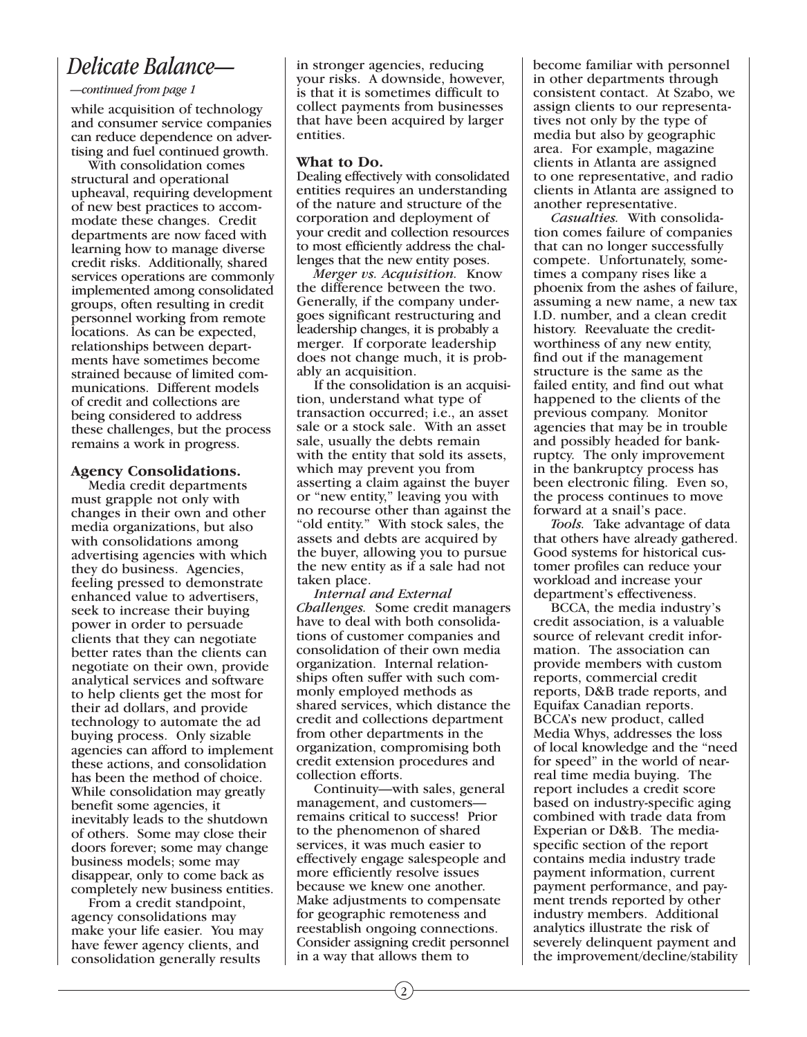# *Delicate Balance—*

*—continued from page 1*

while acquisition of technology and consumer service companies can reduce dependence on advertising and fuel continued growth.

With consolidation comes structural and operational upheaval, requiring development of new best practices to accommodate these changes. Credit departments are now faced with learning how to manage diverse credit risks. Additionally, shared services operations are commonly implemented among consolidated groups, often resulting in credit personnel working from remote locations. As can be expected, relationships between departments have sometimes become strained because of limited communications. Different models of credit and collections are being considered to address these challenges, but the process remains a work in progress.

### Agency Consolidations.

Media credit departments must grapple not only with changes in their own and other media organizations, but also with consolidations among advertising agencies with which they do business. Agencies, feeling pressed to demonstrate enhanced value to advertisers, seek to increase their buying power in order to persuade clients that they can negotiate better rates than the clients can negotiate on their own, provide analytical services and software to help clients get the most for their ad dollars, and provide technology to automate the ad buying process. Only sizable agencies can afford to implement these actions, and consolidation has been the method of choice. While consolidation may greatly benefit some agencies, it inevitably leads to the shutdown of others. Some may close their doors forever; some may change business models; some may disappear, only to come back as completely new business entities.

From a credit standpoint, agency consolidations may make your life easier. You may have fewer agency clients, and consolidation generally results in stronger agencies, reducing your risks. A downside, however, is that it is sometimes difficult to collect payments from businesses that have been acquired by larger entities.

### What to Do.

Dealing effectively with consolidated entities requires an understanding of the nature and structure of the corporation and deployment of your credit and collection resources to most efficiently address the challenges that the new entity poses.

*Merger vs. Acquisition.* Know the difference between the two. Generally, if the company undergoes significant restructuring and leadership changes, it is probably a merger. If corporate leadership does not change much, it is probably an acquisition.

If the consolidation is an acquisition, understand what type of transaction occurred; i.e., an asset sale or a stock sale. With an asset sale, usually the debts remain with the entity that sold its assets, which may prevent you from asserting a claim against the buyer or "new entity," leaving you with no recourse other than against the "old entity." With stock sales, the assets and debts are acquired by the buyer, allowing you to pursue the new entity as if a sale had not taken place.

*Internal and External Challenges.* Some credit managers have to deal with both consolidations of customer companies and consolidation of their own media organization. Internal relationships often suffer with such commonly employed methods as shared services, which distance the credit and collections department from other departments in the organization, compromising both credit extension procedures and collection efforts.

Continuity—with sales, general management, and customers—remains critical to success! Prior to the phenomenon of shared services, it was much easier to effectively engage salespeople and more efficiently resolve issues because we knew one another. Make adjustments to compensate for geographic remoteness and reestablish ongoing connections. Consider assigning credit personnel in a way that allows them to become familiar with personnel in other departments through consistent contact. At Szabo, we assign clients to our representatives not only by the type of media but also by geographic area. For example, magazine clients in Atlanta are assigned to one representative, and radio clients in Atlanta are assigned to another representative.

*Casualties.* With consolidation comes failure of companies that can no longer successfully compete. Unfortunately, sometimes a company rises like a phoenix from the ashes of failure, assuming a new name, a new tax I.D. number, and a clean credit history. Reevaluate the creditworthiness of any new entity, find out if the management structure is the same as the failed entity, and find out what happened to the clients of the previous company. Monitor agencies that may be in trouble and possibly headed for bankruptcy. The only improvement in the bankruptcy process has been electronic filing. Even so, the process continues to move forward at a snail's pace.

*Tools.* Take advantage of data that others have already gathered. Good systems for historical customer profiles can reduce your workload and increase your department's effectiveness.

BCCA, the media industry's credit association, is a valuable source of relevant credit information. The association can provide members with custom reports, commercial credit reports, D&B trade reports, and Equifax Canadian reports. BCCA's new product, called Media Whys, addresses the loss of local knowledge and the "need for speed" in the world of near-real time media buying. The report includes a credit score based on industry-specific aging combined with trade data from Experian or D&B. The media-specific section of the report contains media industry trade payment information, current payment performance, and payment trends reported by other industry members. Additional analytics illustrate the risk of severely delinquent payment and the improvement/decline/stability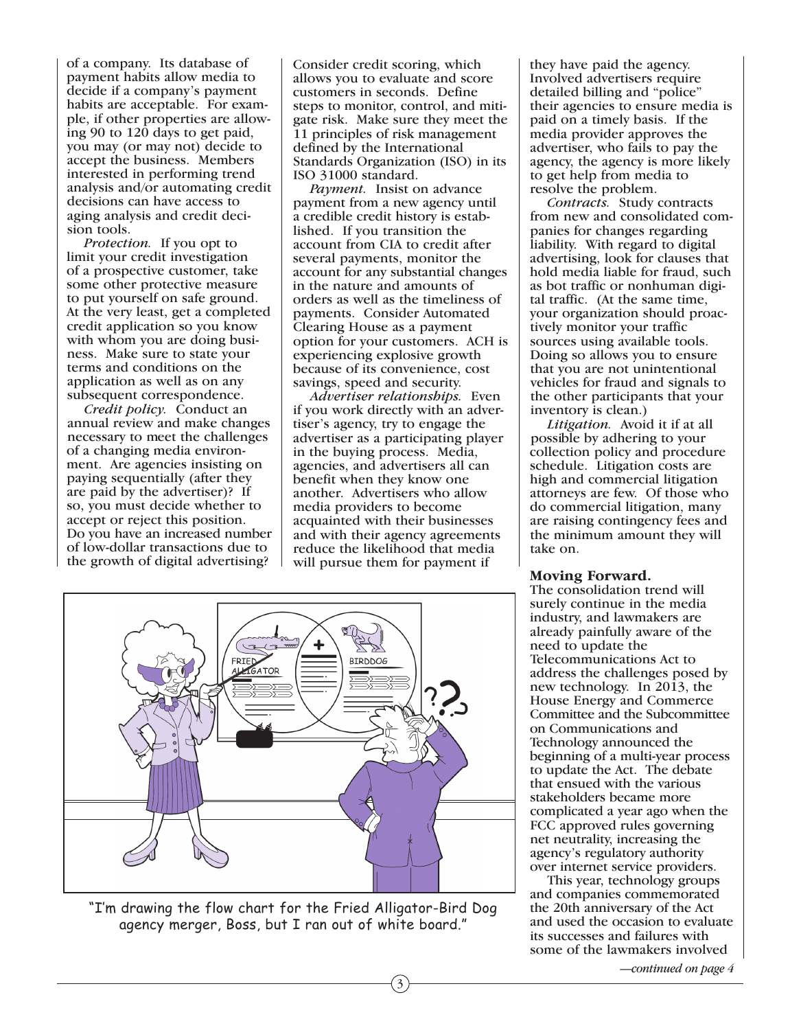of a company. Its database of payment habits allow media to decide if a company's payment habits are acceptable. For example, if other properties are allowing 90 to 120 days to get paid, you may (or may not) decide to accept the business. Members interested in performing trend analysis and/or automating credit decisions can have access to aging analysis and credit decision tools.

*Protection.* If you opt to limit your credit investigation of a prospective customer, take some other protective measure to put yourself on safe ground. At the very least, get a completed credit application so you know with whom you are doing business. Make sure to state your terms and conditions on the application as well as on any subsequent correspondence.

*Credit policy.* Conduct an annual review and make changes necessary to meet the challenges of a changing media environment. Are agencies insisting on paying sequentially (after they are paid by the advertiser)? If so, you must decide whether to accept or reject this position. Do you have an increased number of low-dollar transactions due to the growth of digital advertising? Consider credit scoring, which allows you to evaluate and score customers in seconds. Define steps to monitor, control, and mitigate risk. Make sure they meet the 11 principles of risk management defined by the International Standards Organization (ISO) in its ISO 31000 standard.

*Payment.* Insist on advance payment from a new agency until a credible credit history is established. If you transition the account from CIA to credit after several payments, monitor the account for any substantial changes in the nature and amounts of orders as well as the timeliness of payments. Consider Automated Clearing House as a payment option for your customers. ACH is experiencing explosive growth because of its convenience, cost savings, speed and security.

*Advertiser relationships.* Even if you work directly with an advertiser's agency, try to engage the advertiser as a participating player in the buying process. Media, agencies, and advertisers all can benefit when they know one another. Advertisers who allow media providers to become acquainted with their businesses and with their agency agreements reduce the likelihood that media will pursue them for payment if they have paid the agency. Involved advertisers require detailed billing and "police" their agencies to ensure media is paid on a timely basis. If the media provider approves the advertiser, who fails to pay the agency, the agency is more likely to get help from media to resolve the problem.

*Contracts.* Study contracts from new and consolidated companies for changes regarding liability. With regard to digital advertising, look for clauses that hold media liable for fraud, such as bot traffic or nonhuman digital traffic. (At the same time, your organization should proactively monitor your traffic sources using available tools. Doing so allows you to ensure that you are not unintentional vehicles for fraud and signals to the other participants that your inventory is clean.)

*Litigation.* Avoid it if at all possible by adhering to your collection policy and procedure schedule. Litigation costs are high and commercial litigation attorneys are few. Of those who do commercial litigation, many are raising contingency fees and the minimum amount they will take on.

"I'm drawing the flow chart for the Fried Alligator-Bird Dog agency merger, Boss, but I ran out of white board."

**Moving Forward.**

The consolidation trend will surely continue in the media industry, and lawmakers are already painfully aware of the need to update the Telecommunications Act to address the challenges posed by new technology. In 2013, the House Energy and Commerce Committee and the Subcommittee on Communications and Technology announced the beginning of a multi-year process to update the Act. The debate that ensued with the various stakeholders became more complicated a year ago when the FCC approved rules governing net neutrality, increasing the agency's regulatory authority over internet service providers.

This year, technology groups and companies commemorated the 20th anniversary of the Act and used the occasion to evaluate its successes and failures with some of the lawmakers involved

*—continued on page 4*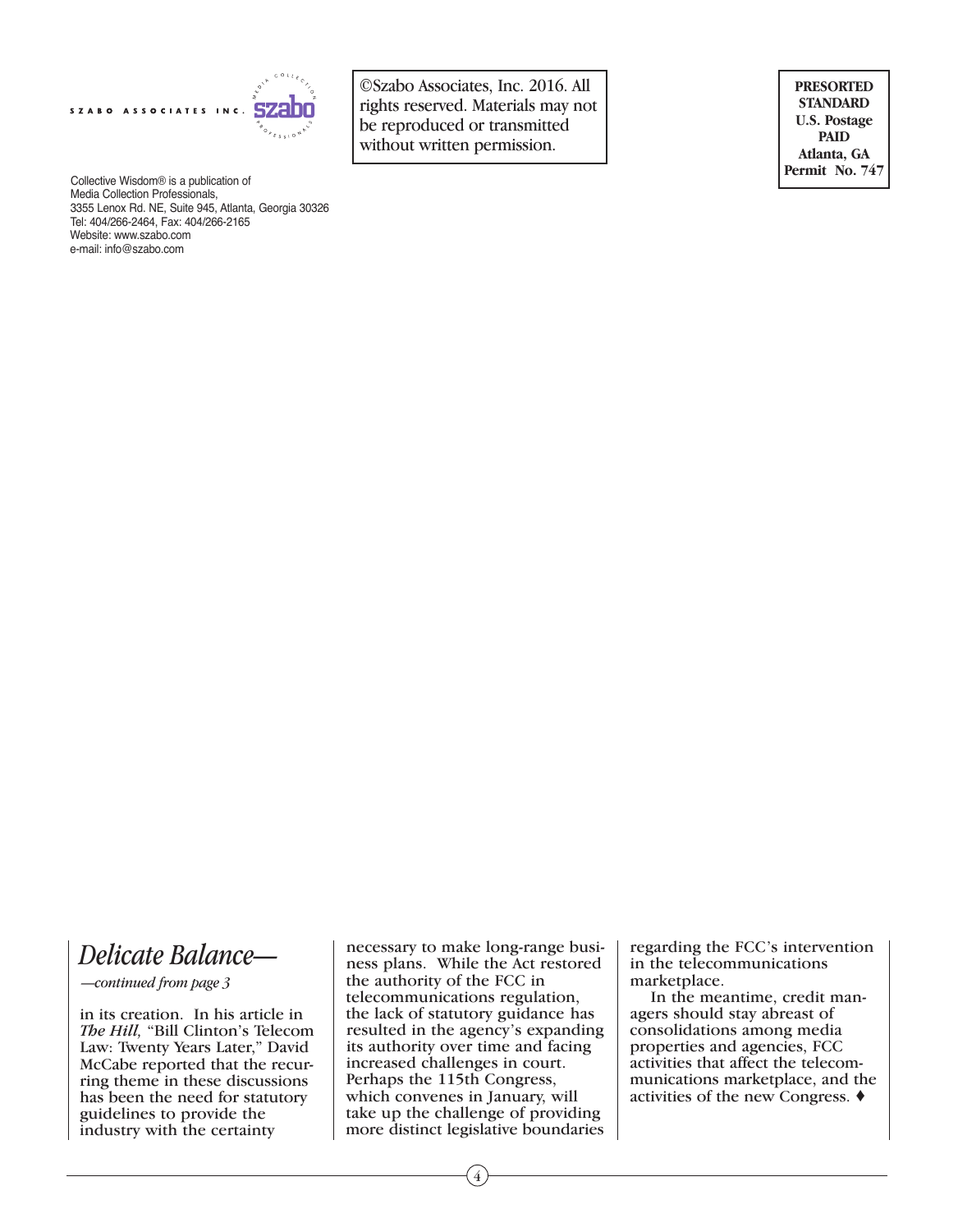SZABO ASSOCIATES INC.

Collective Wisdom® is a publication of
Media Collection Professionals,
3355 Lenox Rd. NE, Suite 945, Atlanta, Georgia 30326
Tel: 404/266-2464, Fax: 404/266-2165
Website: www.szabo.com
e-mail: info@szabo.com

©Szabo Associates, Inc. 2016. All rights reserved. Materials may not be reproduced or transmitted without written permission.

**PRESORTED STANDARD U.S. Postage PAID Atlanta, GA Permit No. 747**

# *Delicate Balance—*

*—continued from page 3*

in its creation. In his article in *The Hill,* "Bill Clinton's Telecom Law: Twenty Years Later," David McCabe reported that the recurring theme in these discussions has been the need for statutory guidelines to provide the industry with the certainty necessary to make long-range business plans. While the Act restored the authority of the FCC in telecommunications regulation, the lack of statutory guidance has resulted in the agency's expanding its authority over time and facing increased challenges in court. Perhaps the 115th Congress, which convenes in January, will take up the challenge of providing more distinct legislative boundaries regarding the FCC's intervention in the telecommunications marketplace.

In the meantime, credit managers should stay abreast of consolidations among media properties and agencies, FCC activities that affect the telecommunications marketplace, and the activities of the new Congress. ♦